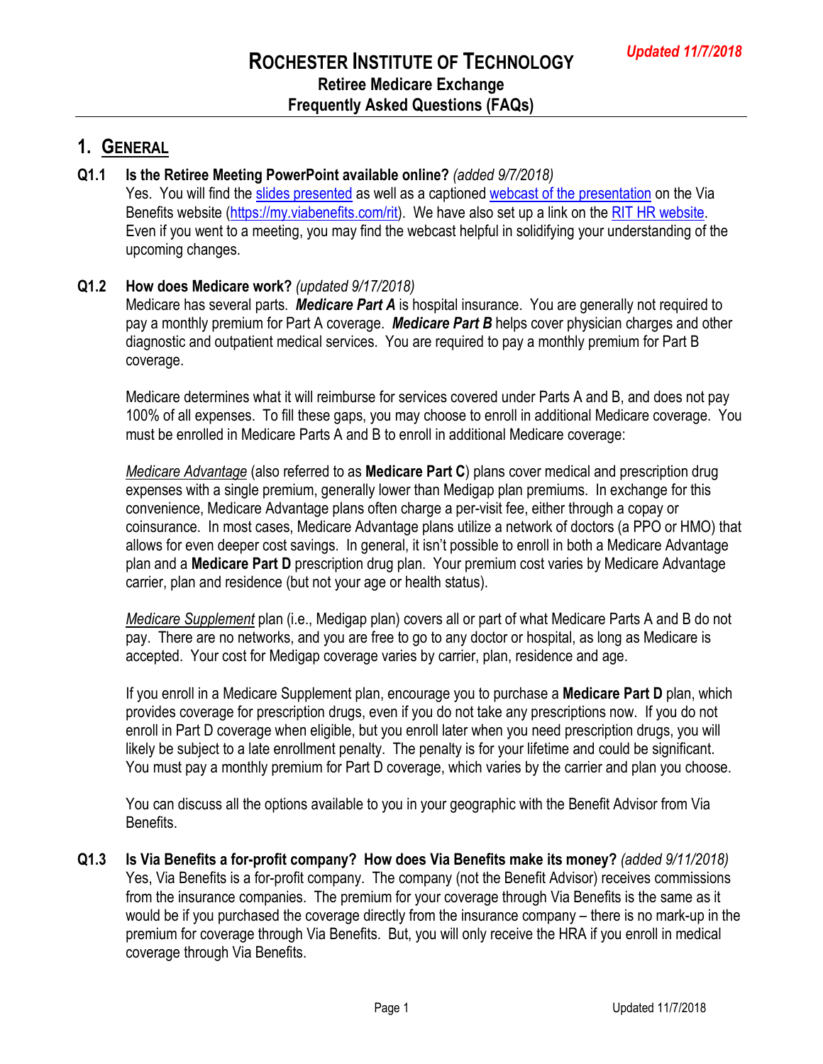*Updated 11/7/2018*

# ROCHESTER INSTITUTE OF TECHNOLOGY
## Retiree Medicare Exchange
## Frequently Asked Questions (FAQs)

## 1. GENERAL

**Q1.1 Is the Retiree Meeting PowerPoint available online?** *(added 9/7/2018)*

Yes. You will find the slides presented as well as a captioned webcast of the presentation on the Via Benefits website (https://my.viabenefits.com/rit). We have also set up a link on the RIT HR website. Even if you went to a meeting, you may find the webcast helpful in solidifying your understanding of the upcoming changes.

**Q1.2 How does Medicare work?** *(updated 9/17/2018)*

Medicare has several parts. ***Medicare Part A*** is hospital insurance. You are generally not required to pay a monthly premium for Part A coverage. ***Medicare Part B*** helps cover physician charges and other diagnostic and outpatient medical services. You are required to pay a monthly premium for Part B coverage.

Medicare determines what it will reimburse for services covered under Parts A and B, and does not pay 100% of all expenses. To fill these gaps, you may choose to enroll in additional Medicare coverage. You must be enrolled in Medicare Parts A and B to enroll in additional Medicare coverage:

*Medicare Advantage* (also referred to as **Medicare Part C**) plans cover medical and prescription drug expenses with a single premium, generally lower than Medigap plan premiums. In exchange for this convenience, Medicare Advantage plans often charge a per-visit fee, either through a copay or coinsurance. In most cases, Medicare Advantage plans utilize a network of doctors (a PPO or HMO) that allows for even deeper cost savings. In general, it isn't possible to enroll in both a Medicare Advantage plan and a **Medicare Part D** prescription drug plan. Your premium cost varies by Medicare Advantage carrier, plan and residence (but not your age or health status).

*Medicare Supplement* plan (i.e., Medigap plan) covers all or part of what Medicare Parts A and B do not pay. There are no networks, and you are free to go to any doctor or hospital, as long as Medicare is accepted. Your cost for Medigap coverage varies by carrier, plan, residence and age.

If you enroll in a Medicare Supplement plan, encourage you to purchase a **Medicare Part D** plan, which provides coverage for prescription drugs, even if you do not take any prescriptions now. If you do not enroll in Part D coverage when eligible, but you enroll later when you need prescription drugs, you will likely be subject to a late enrollment penalty. The penalty is for your lifetime and could be significant. You must pay a monthly premium for Part D coverage, which varies by the carrier and plan you choose.

You can discuss all the options available to you in your geographic with the Benefit Advisor from Via Benefits.

**Q1.3 Is Via Benefits a for-profit company? How does Via Benefits make its money?** *(added 9/11/2018)*

Yes, Via Benefits is a for-profit company. The company (not the Benefit Advisor) receives commissions from the insurance companies. The premium for your coverage through Via Benefits is the same as it would be if you purchased the coverage directly from the insurance company – there is no mark-up in the premium for coverage through Via Benefits. But, you will only receive the HRA if you enroll in medical coverage through Via Benefits.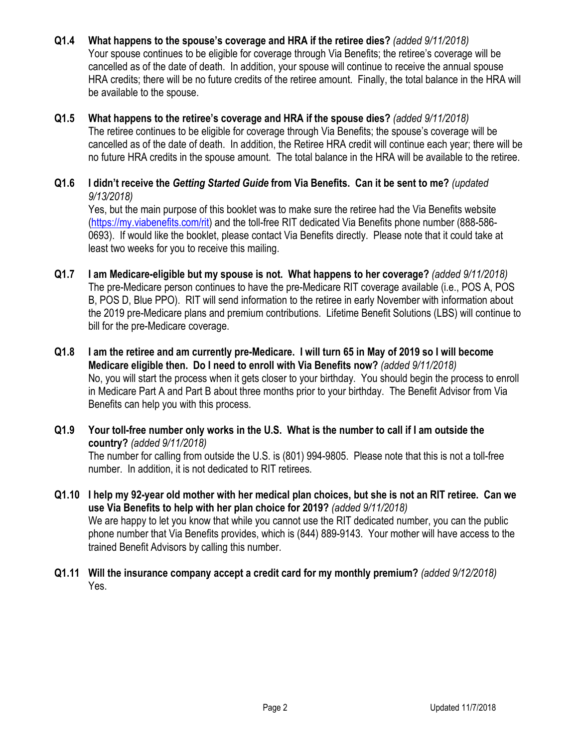**Q1.4 What happens to the spouse's coverage and HRA if the retiree dies?** *(added 9/11/2018)*
Your spouse continues to be eligible for coverage through Via Benefits; the retiree's coverage will be cancelled as of the date of death. In addition, your spouse will continue to receive the annual spouse HRA credits; there will be no future credits of the retiree amount. Finally, the total balance in the HRA will be available to the spouse.

**Q1.5 What happens to the retiree's coverage and HRA if the spouse dies?** *(added 9/11/2018)*
The retiree continues to be eligible for coverage through Via Benefits; the spouse's coverage will be cancelled as of the date of death. In addition, the Retiree HRA credit will continue each year; there will be no future HRA credits in the spouse amount. The total balance in the HRA will be available to the retiree.

**Q1.6 I didn't receive the *Getting Started Guide* from Via Benefits. Can it be sent to me?** *(updated 9/13/2018)*
Yes, but the main purpose of this booklet was to make sure the retiree had the Via Benefits website (https://my.viabenefits.com/rit) and the toll-free RIT dedicated Via Benefits phone number (888-586-0693). If would like the booklet, please contact Via Benefits directly. Please note that it could take at least two weeks for you to receive this mailing.

**Q1.7 I am Medicare-eligible but my spouse is not. What happens to her coverage?** *(added 9/11/2018)*
The pre-Medicare person continues to have the pre-Medicare RIT coverage available (i.e., POS A, POS B, POS D, Blue PPO). RIT will send information to the retiree in early November with information about the 2019 pre-Medicare plans and premium contributions. Lifetime Benefit Solutions (LBS) will continue to bill for the pre-Medicare coverage.

**Q1.8 I am the retiree and am currently pre-Medicare. I will turn 65 in May of 2019 so I will become Medicare eligible then. Do I need to enroll with Via Benefits now?** *(added 9/11/2018)*
No, you will start the process when it gets closer to your birthday. You should begin the process to enroll in Medicare Part A and Part B about three months prior to your birthday. The Benefit Advisor from Via Benefits can help you with this process.

**Q1.9 Your toll-free number only works in the U.S. What is the number to call if I am outside the country?** *(added 9/11/2018)*
The number for calling from outside the U.S. is (801) 994-9805. Please note that this is not a toll-free number. In addition, it is not dedicated to RIT retirees.

**Q1.10 I help my 92-year old mother with her medical plan choices, but she is not an RIT retiree. Can we use Via Benefits to help with her plan choice for 2019?** *(added 9/11/2018)*
We are happy to let you know that while you cannot use the RIT dedicated number, you can the public phone number that Via Benefits provides, which is (844) 889-9143. Your mother will have access to the trained Benefit Advisors by calling this number.

**Q1.11 Will the insurance company accept a credit card for my monthly premium?** *(added 9/12/2018)*
Yes.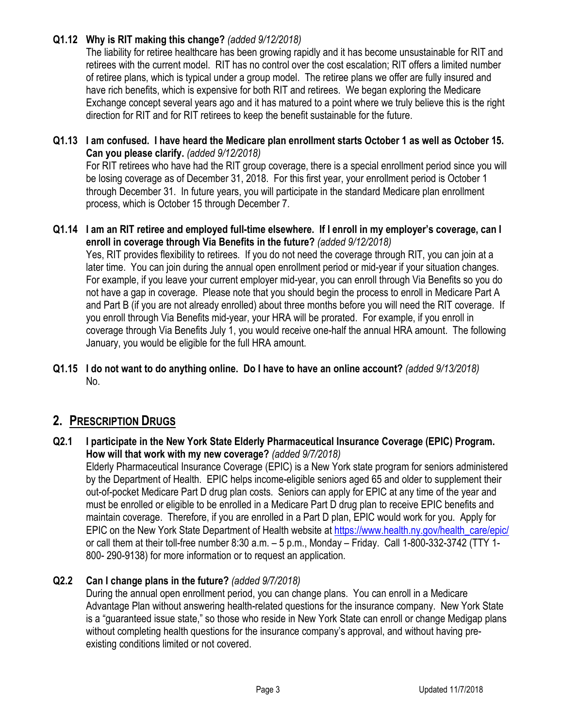**Q1.12 Why is RIT making this change?** *(added 9/12/2018)*

The liability for retiree healthcare has been growing rapidly and it has become unsustainable for RIT and retirees with the current model. RIT has no control over the cost escalation; RIT offers a limited number of retiree plans, which is typical under a group model. The retiree plans we offer are fully insured and have rich benefits, which is expensive for both RIT and retirees. We began exploring the Medicare Exchange concept several years ago and it has matured to a point where we truly believe this is the right direction for RIT and for RIT retirees to keep the benefit sustainable for the future.

**Q1.13 I am confused. I have heard the Medicare plan enrollment starts October 1 as well as October 15. Can you please clarify.** *(added 9/12/2018)*

For RIT retirees who have had the RIT group coverage, there is a special enrollment period since you will be losing coverage as of December 31, 2018. For this first year, your enrollment period is October 1 through December 31. In future years, you will participate in the standard Medicare plan enrollment process, which is October 15 through December 7.

**Q1.14 I am an RIT retiree and employed full-time elsewhere. If I enroll in my employer's coverage, can I enroll in coverage through Via Benefits in the future?** *(added 9/12/2018)*

Yes, RIT provides flexibility to retirees. If you do not need the coverage through RIT, you can join at a later time. You can join during the annual open enrollment period or mid-year if your situation changes. For example, if you leave your current employer mid-year, you can enroll through Via Benefits so you do not have a gap in coverage. Please note that you should begin the process to enroll in Medicare Part A and Part B (if you are not already enrolled) about three months before you will need the RIT coverage. If you enroll through Via Benefits mid-year, your HRA will be prorated. For example, if you enroll in coverage through Via Benefits July 1, you would receive one-half the annual HRA amount. The following January, you would be eligible for the full HRA amount.

**Q1.15 I do not want to do anything online. Do I have to have an online account?** *(added 9/13/2018)*

No.

## 2. PRESCRIPTION DRUGS

**Q2.1 I participate in the New York State Elderly Pharmaceutical Insurance Coverage (EPIC) Program. How will that work with my new coverage?** *(added 9/7/2018)*

Elderly Pharmaceutical Insurance Coverage (EPIC) is a New York state program for seniors administered by the Department of Health. EPIC helps income-eligible seniors aged 65 and older to supplement their out-of-pocket Medicare Part D drug plan costs. Seniors can apply for EPIC at any time of the year and must be enrolled or eligible to be enrolled in a Medicare Part D drug plan to receive EPIC benefits and maintain coverage. Therefore, if you are enrolled in a Part D plan, EPIC would work for you. Apply for EPIC on the New York State Department of Health website at https://www.health.ny.gov/health_care/epic/ or call them at their toll-free number 8:30 a.m. – 5 p.m., Monday – Friday. Call 1-800-332-3742 (TTY 1-800- 290-9138) for more information or to request an application.

**Q2.2 Can I change plans in the future?** *(added 9/7/2018)*

During the annual open enrollment period, you can change plans. You can enroll in a Medicare Advantage Plan without answering health-related questions for the insurance company. New York State is a "guaranteed issue state," so those who reside in New York State can enroll or change Medigap plans without completing health questions for the insurance company's approval, and without having pre-existing conditions limited or not covered.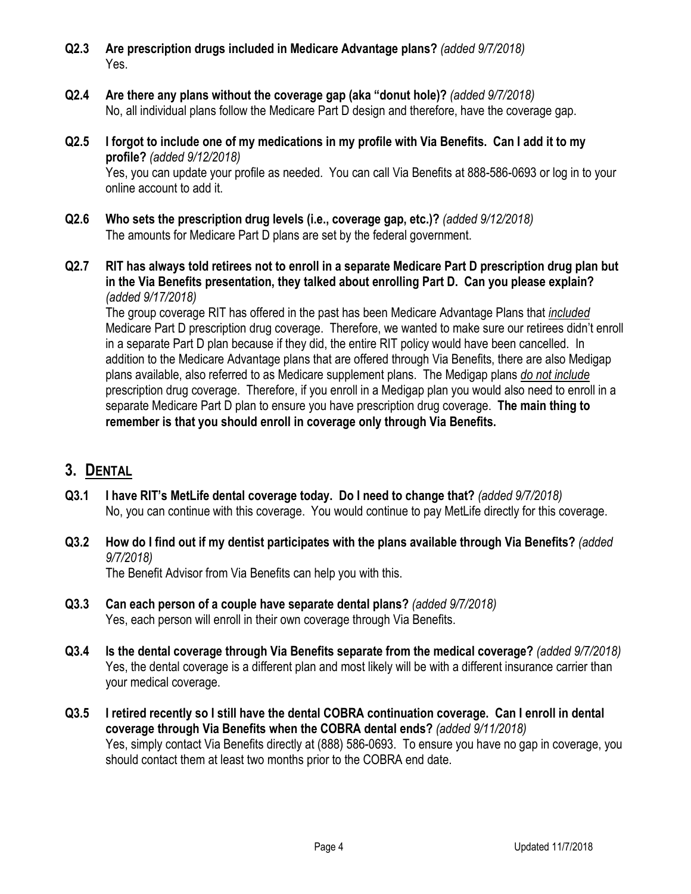**Q2.3 Are prescription drugs included in Medicare Advantage plans?** *(added 9/7/2018)*
Yes.

**Q2.4 Are there any plans without the coverage gap (aka "donut hole)?** *(added 9/7/2018)*
No, all individual plans follow the Medicare Part D design and therefore, have the coverage gap.

**Q2.5 I forgot to include one of my medications in my profile with Via Benefits. Can I add it to my profile?** *(added 9/12/2018)*
Yes, you can update your profile as needed. You can call Via Benefits at 888-586-0693 or log in to your online account to add it.

**Q2.6 Who sets the prescription drug levels (i.e., coverage gap, etc.)?** *(added 9/12/2018)*
The amounts for Medicare Part D plans are set by the federal government.

**Q2.7 RIT has always told retirees not to enroll in a separate Medicare Part D prescription drug plan but in the Via Benefits presentation, they talked about enrolling Part D. Can you please explain?** *(added 9/17/2018)*
The group coverage RIT has offered in the past has been Medicare Advantage Plans that *included* Medicare Part D prescription drug coverage. Therefore, we wanted to make sure our retirees didn't enroll in a separate Part D plan because if they did, the entire RIT policy would have been cancelled. In addition to the Medicare Advantage plans that are offered through Via Benefits, there are also Medigap plans available, also referred to as Medicare supplement plans. The Medigap plans *do not include* prescription drug coverage. Therefore, if you enroll in a Medigap plan you would also need to enroll in a separate Medicare Part D plan to ensure you have prescription drug coverage. **The main thing to remember is that you should enroll in coverage only through Via Benefits.**

## 3. DENTAL

**Q3.1 I have RIT's MetLife dental coverage today. Do I need to change that?** *(added 9/7/2018)*
No, you can continue with this coverage. You would continue to pay MetLife directly for this coverage.

**Q3.2 How do I find out if my dentist participates with the plans available through Via Benefits?** *(added 9/7/2018)*
The Benefit Advisor from Via Benefits can help you with this.

**Q3.3 Can each person of a couple have separate dental plans?** *(added 9/7/2018)*
Yes, each person will enroll in their own coverage through Via Benefits.

**Q3.4 Is the dental coverage through Via Benefits separate from the medical coverage?** *(added 9/7/2018)*
Yes, the dental coverage is a different plan and most likely will be with a different insurance carrier than your medical coverage.

**Q3.5 I retired recently so I still have the dental COBRA continuation coverage. Can I enroll in dental coverage through Via Benefits when the COBRA dental ends?** *(added 9/11/2018)*
Yes, simply contact Via Benefits directly at (888) 586-0693. To ensure you have no gap in coverage, you should contact them at least two months prior to the COBRA end date.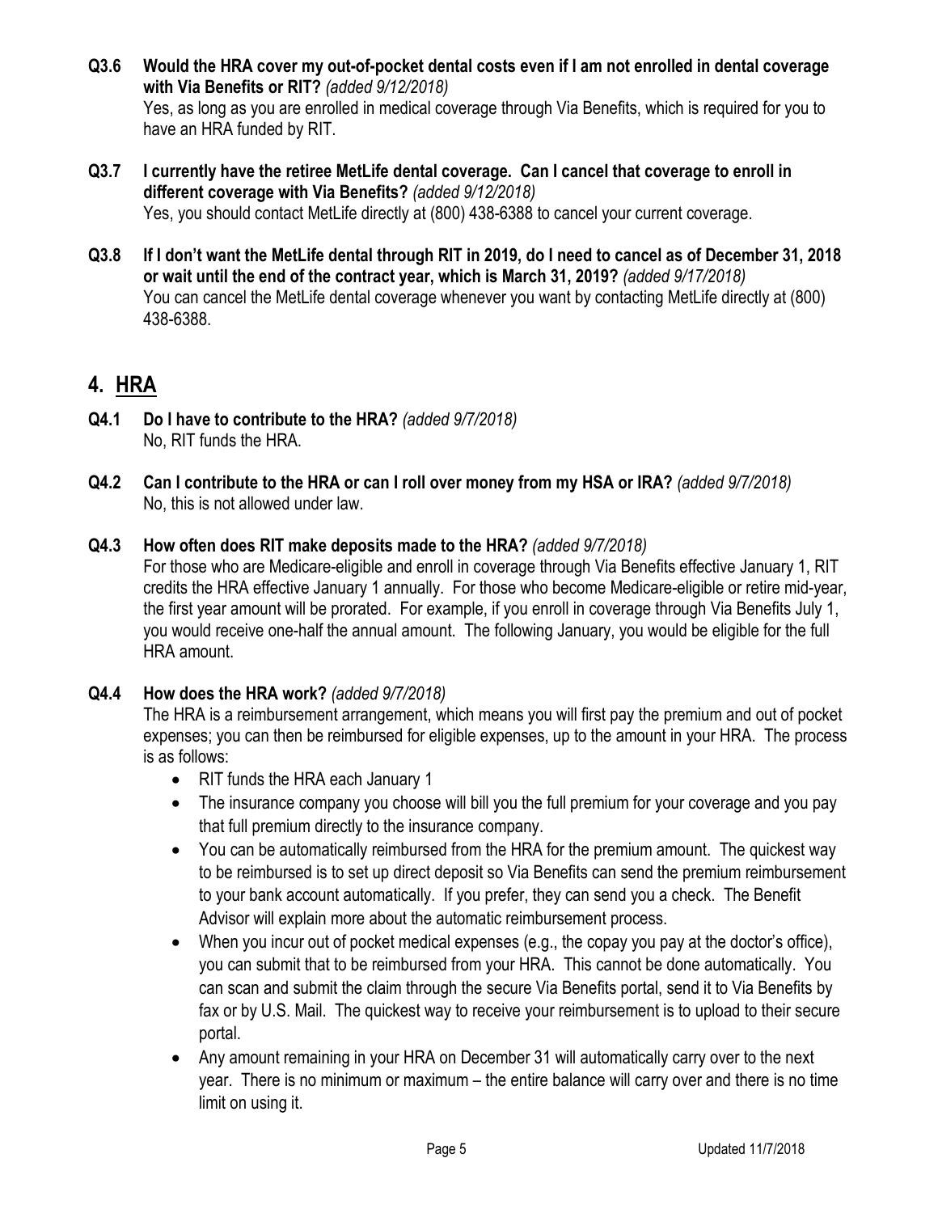**Q3.6 Would the HRA cover my out-of-pocket dental costs even if I am not enrolled in dental coverage with Via Benefits or RIT?** *(added 9/12/2018)*
Yes, as long as you are enrolled in medical coverage through Via Benefits, which is required for you to have an HRA funded by RIT.

**Q3.7 I currently have the retiree MetLife dental coverage. Can I cancel that coverage to enroll in different coverage with Via Benefits?** *(added 9/12/2018)*
Yes, you should contact MetLife directly at (800) 438-6388 to cancel your current coverage.

**Q3.8 If I don't want the MetLife dental through RIT in 2019, do I need to cancel as of December 31, 2018 or wait until the end of the contract year, which is March 31, 2019?** *(added 9/17/2018)*
You can cancel the MetLife dental coverage whenever you want by contacting MetLife directly at (800) 438-6388.

## 4. HRA

**Q4.1 Do I have to contribute to the HRA?** *(added 9/7/2018)*
No, RIT funds the HRA.

**Q4.2 Can I contribute to the HRA or can I roll over money from my HSA or IRA?** *(added 9/7/2018)*
No, this is not allowed under law.

**Q4.3 How often does RIT make deposits made to the HRA?** *(added 9/7/2018)*
For those who are Medicare-eligible and enroll in coverage through Via Benefits effective January 1, RIT credits the HRA effective January 1 annually. For those who become Medicare-eligible or retire mid-year, the first year amount will be prorated. For example, if you enroll in coverage through Via Benefits July 1, you would receive one-half the annual amount. The following January, you would be eligible for the full HRA amount.

**Q4.4 How does the HRA work?** *(added 9/7/2018)*
The HRA is a reimbursement arrangement, which means you will first pay the premium and out of pocket expenses; you can then be reimbursed for eligible expenses, up to the amount in your HRA. The process is as follows:

- RIT funds the HRA each January 1
- The insurance company you choose will bill you the full premium for your coverage and you pay that full premium directly to the insurance company.
- You can be automatically reimbursed from the HRA for the premium amount. The quickest way to be reimbursed is to set up direct deposit so Via Benefits can send the premium reimbursement to your bank account automatically. If you prefer, they can send you a check. The Benefit Advisor will explain more about the automatic reimbursement process.
- When you incur out of pocket medical expenses (e.g., the copay you pay at the doctor's office), you can submit that to be reimbursed from your HRA. This cannot be done automatically. You can scan and submit the claim through the secure Via Benefits portal, send it to Via Benefits by fax or by U.S. Mail. The quickest way to receive your reimbursement is to upload to their secure portal.
- Any amount remaining in your HRA on December 31 will automatically carry over to the next year. There is no minimum or maximum – the entire balance will carry over and there is no time limit on using it.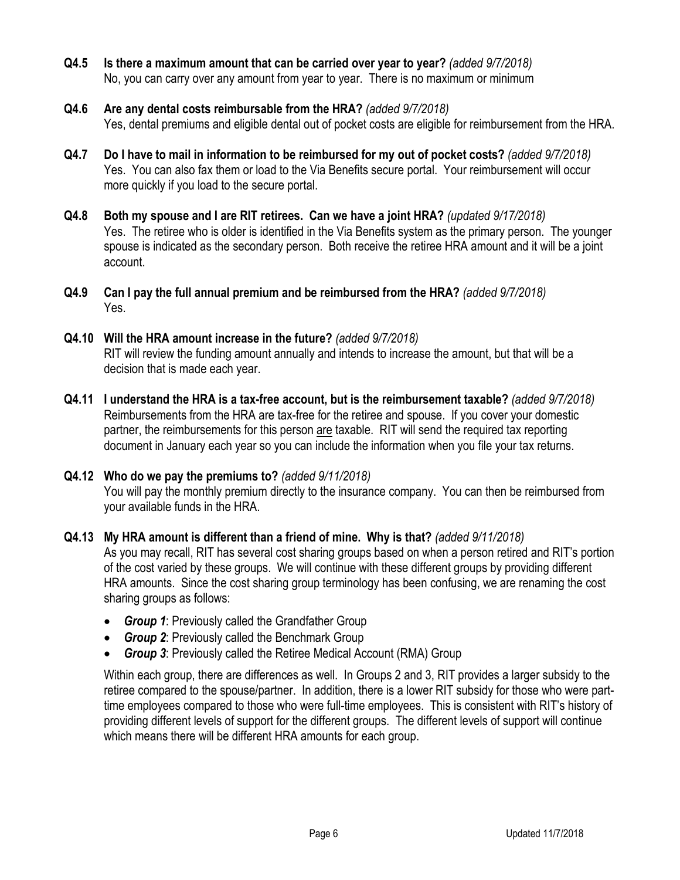**Q4.5 Is there a maximum amount that can be carried over year to year?** *(added 9/7/2018)*
No, you can carry over any amount from year to year. There is no maximum or minimum

**Q4.6 Are any dental costs reimbursable from the HRA?** *(added 9/7/2018)*
Yes, dental premiums and eligible dental out of pocket costs are eligible for reimbursement from the HRA.

**Q4.7 Do I have to mail in information to be reimbursed for my out of pocket costs?** *(added 9/7/2018)*
Yes. You can also fax them or load to the Via Benefits secure portal. Your reimbursement will occur more quickly if you load to the secure portal.

**Q4.8 Both my spouse and I are RIT retirees. Can we have a joint HRA?** *(updated 9/17/2018)*
Yes. The retiree who is older is identified in the Via Benefits system as the primary person. The younger spouse is indicated as the secondary person. Both receive the retiree HRA amount and it will be a joint account.

**Q4.9 Can I pay the full annual premium and be reimbursed from the HRA?** *(added 9/7/2018)*
Yes.

**Q4.10 Will the HRA amount increase in the future?** *(added 9/7/2018)*
RIT will review the funding amount annually and intends to increase the amount, but that will be a decision that is made each year.

**Q4.11 I understand the HRA is a tax-free account, but is the reimbursement taxable?** *(added 9/7/2018)*
Reimbursements from the HRA are tax-free for the retiree and spouse. If you cover your domestic partner, the reimbursements for this person <u>are</u> taxable. RIT will send the required tax reporting document in January each year so you can include the information when you file your tax returns.

**Q4.12 Who do we pay the premiums to?** *(added 9/11/2018)*
You will pay the monthly premium directly to the insurance company. You can then be reimbursed from your available funds in the HRA.

**Q4.13 My HRA amount is different than a friend of mine. Why is that?** *(added 9/11/2018)*
As you may recall, RIT has several cost sharing groups based on when a person retired and RIT's portion of the cost varied by these groups. We will continue with these different groups by providing different HRA amounts. Since the cost sharing group terminology has been confusing, we are renaming the cost sharing groups as follows:

- ***Group 1***: Previously called the Grandfather Group
- ***Group 2***: Previously called the Benchmark Group
- ***Group 3***: Previously called the Retiree Medical Account (RMA) Group

Within each group, there are differences as well. In Groups 2 and 3, RIT provides a larger subsidy to the retiree compared to the spouse/partner. In addition, there is a lower RIT subsidy for those who were part-time employees compared to those who were full-time employees. This is consistent with RIT's history of providing different levels of support for the different groups. The different levels of support will continue which means there will be different HRA amounts for each group.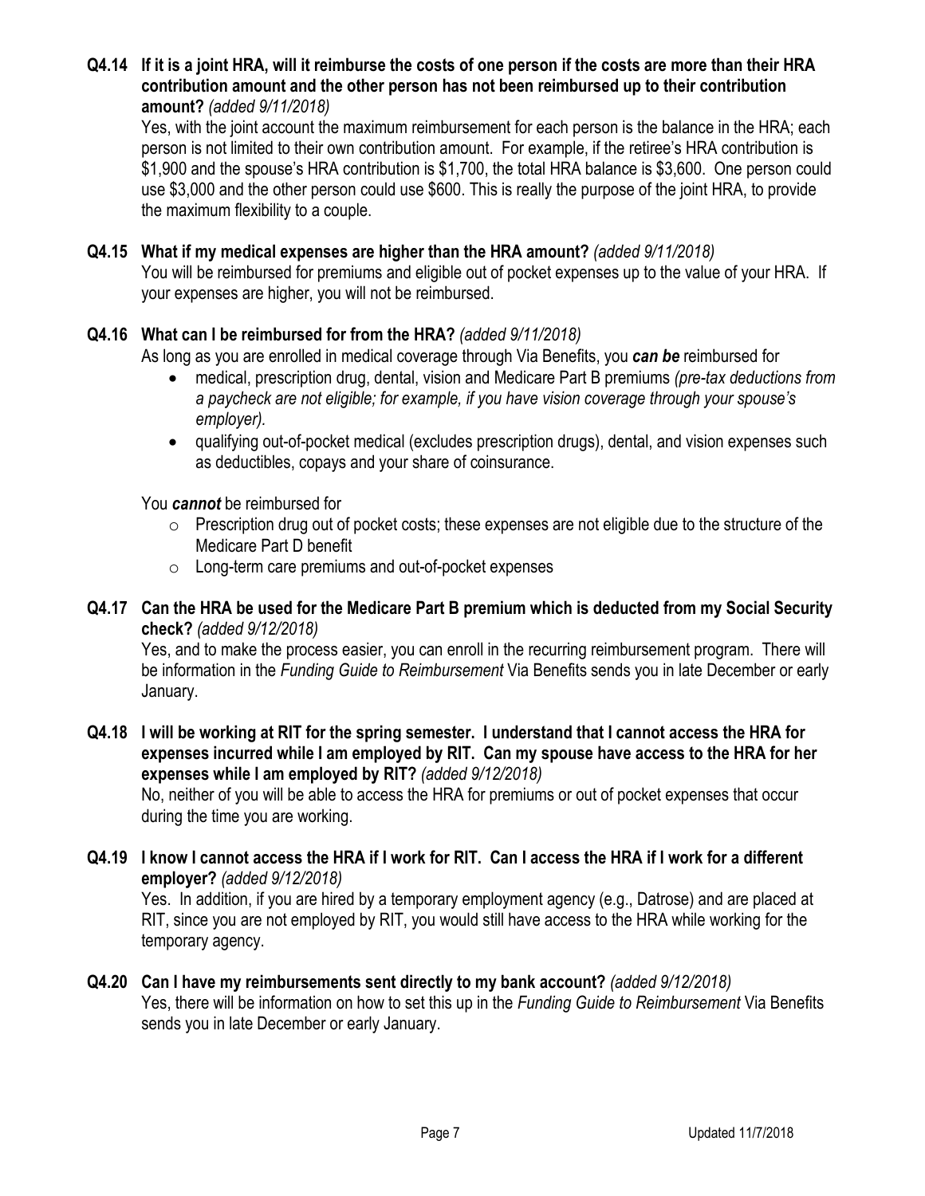**Q4.14 If it is a joint HRA, will it reimburse the costs of one person if the costs are more than their HRA contribution amount and the other person has not been reimbursed up to their contribution amount?** *(added 9/11/2018)*

Yes, with the joint account the maximum reimbursement for each person is the balance in the HRA; each person is not limited to their own contribution amount. For example, if the retiree's HRA contribution is $1,900 and the spouse's HRA contribution is $1,700, the total HRA balance is $3,600. One person could use $3,000 and the other person could use $600. This is really the purpose of the joint HRA, to provide the maximum flexibility to a couple.

**Q4.15 What if my medical expenses are higher than the HRA amount?** *(added 9/11/2018)*

You will be reimbursed for premiums and eligible out of pocket expenses up to the value of your HRA. If your expenses are higher, you will not be reimbursed.

**Q4.16 What can I be reimbursed for from the HRA?** *(added 9/11/2018)*

As long as you are enrolled in medical coverage through Via Benefits, you ***can be*** reimbursed for

- medical, prescription drug, dental, vision and Medicare Part B premiums *(pre-tax deductions from a paycheck are not eligible; for example, if you have vision coverage through your spouse's employer).*
- qualifying out-of-pocket medical (excludes prescription drugs), dental, and vision expenses such as deductibles, copays and your share of coinsurance.

You ***cannot*** be reimbursed for

- Prescription drug out of pocket costs; these expenses are not eligible due to the structure of the Medicare Part D benefit
- Long-term care premiums and out-of-pocket expenses

**Q4.17 Can the HRA be used for the Medicare Part B premium which is deducted from my Social Security check?** *(added 9/12/2018)*

Yes, and to make the process easier, you can enroll in the recurring reimbursement program. There will be information in the *Funding Guide to Reimbursement* Via Benefits sends you in late December or early January.

**Q4.18 I will be working at RIT for the spring semester. I understand that I cannot access the HRA for expenses incurred while I am employed by RIT. Can my spouse have access to the HRA for her expenses while I am employed by RIT?** *(added 9/12/2018)*

No, neither of you will be able to access the HRA for premiums or out of pocket expenses that occur during the time you are working.

**Q4.19 I know I cannot access the HRA if I work for RIT. Can I access the HRA if I work for a different employer?** *(added 9/12/2018)*

Yes. In addition, if you are hired by a temporary employment agency (e.g., Datrose) and are placed at RIT, since you are not employed by RIT, you would still have access to the HRA while working for the temporary agency.

**Q4.20 Can I have my reimbursements sent directly to my bank account?** *(added 9/12/2018)*

Yes, there will be information on how to set this up in the *Funding Guide to Reimbursement* Via Benefits sends you in late December or early January.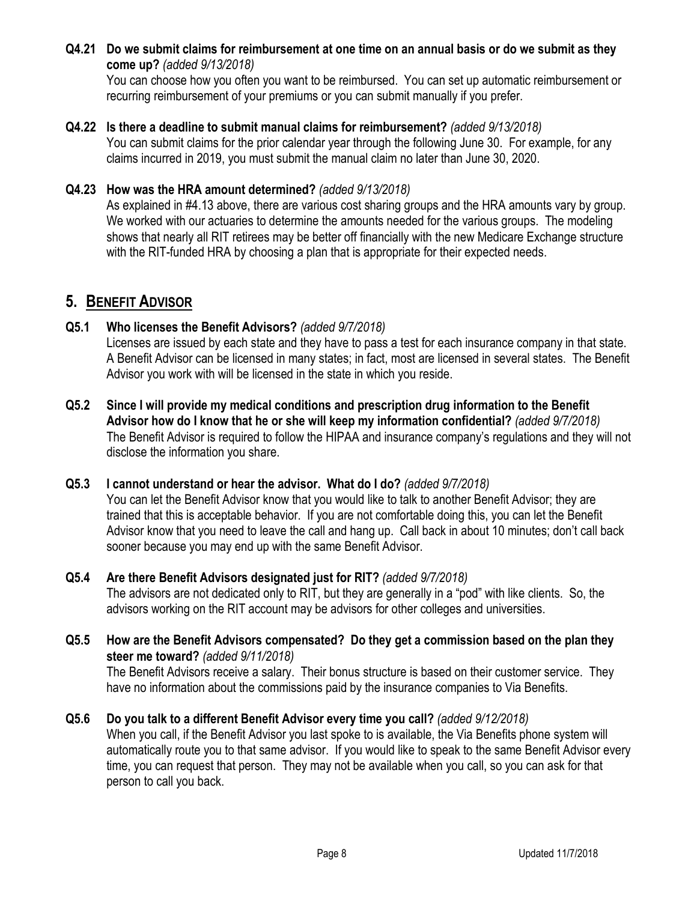**Q4.21 Do we submit claims for reimbursement at one time on an annual basis or do we submit as they come up?** *(added 9/13/2018)*

You can choose how you often you want to be reimbursed. You can set up automatic reimbursement or recurring reimbursement of your premiums or you can submit manually if you prefer.

**Q4.22 Is there a deadline to submit manual claims for reimbursement?** *(added 9/13/2018)*

You can submit claims for the prior calendar year through the following June 30. For example, for any claims incurred in 2019, you must submit the manual claim no later than June 30, 2020.

**Q4.23 How was the HRA amount determined?** *(added 9/13/2018)*

As explained in #4.13 above, there are various cost sharing groups and the HRA amounts vary by group. We worked with our actuaries to determine the amounts needed for the various groups. The modeling shows that nearly all RIT retirees may be better off financially with the new Medicare Exchange structure with the RIT-funded HRA by choosing a plan that is appropriate for their expected needs.

## 5. Benefit Advisor

**Q5.1 Who licenses the Benefit Advisors?** *(added 9/7/2018)*

Licenses are issued by each state and they have to pass a test for each insurance company in that state. A Benefit Advisor can be licensed in many states; in fact, most are licensed in several states. The Benefit Advisor you work with will be licensed in the state in which you reside.

**Q5.2 Since I will provide my medical conditions and prescription drug information to the Benefit Advisor how do I know that he or she will keep my information confidential?** *(added 9/7/2018)*

The Benefit Advisor is required to follow the HIPAA and insurance company's regulations and they will not disclose the information you share.

**Q5.3 I cannot understand or hear the advisor. What do I do?** *(added 9/7/2018)*

You can let the Benefit Advisor know that you would like to talk to another Benefit Advisor; they are trained that this is acceptable behavior. If you are not comfortable doing this, you can let the Benefit Advisor know that you need to leave the call and hang up. Call back in about 10 minutes; don't call back sooner because you may end up with the same Benefit Advisor.

**Q5.4 Are there Benefit Advisors designated just for RIT?** *(added 9/7/2018)*

The advisors are not dedicated only to RIT, but they are generally in a "pod" with like clients. So, the advisors working on the RIT account may be advisors for other colleges and universities.

**Q5.5 How are the Benefit Advisors compensated? Do they get a commission based on the plan they steer me toward?** *(added 9/11/2018)*

The Benefit Advisors receive a salary. Their bonus structure is based on their customer service. They have no information about the commissions paid by the insurance companies to Via Benefits.

**Q5.6 Do you talk to a different Benefit Advisor every time you call?** *(added 9/12/2018)*

When you call, if the Benefit Advisor you last spoke to is available, the Via Benefits phone system will automatically route you to that same advisor. If you would like to speak to the same Benefit Advisor every time, you can request that person. They may not be available when you call, so you can ask for that person to call you back.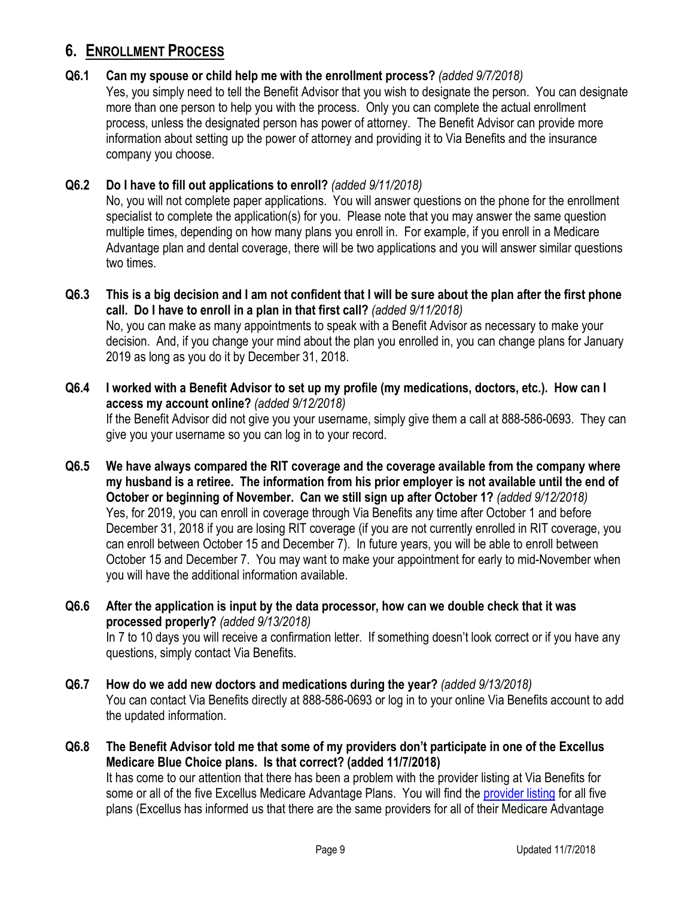## 6. ENROLLMENT PROCESS

**Q6.1 Can my spouse or child help me with the enrollment process?** *(added 9/7/2018)*

Yes, you simply need to tell the Benefit Advisor that you wish to designate the person. You can designate more than one person to help you with the process. Only you can complete the actual enrollment process, unless the designated person has power of attorney. The Benefit Advisor can provide more information about setting up the power of attorney and providing it to Via Benefits and the insurance company you choose.

**Q6.2 Do I have to fill out applications to enroll?** *(added 9/11/2018)*

No, you will not complete paper applications. You will answer questions on the phone for the enrollment specialist to complete the application(s) for you. Please note that you may answer the same question multiple times, depending on how many plans you enroll in. For example, if you enroll in a Medicare Advantage plan and dental coverage, there will be two applications and you will answer similar questions two times.

**Q6.3 This is a big decision and I am not confident that I will be sure about the plan after the first phone call. Do I have to enroll in a plan in that first call?** *(added 9/11/2018)*

No, you can make as many appointments to speak with a Benefit Advisor as necessary to make your decision. And, if you change your mind about the plan you enrolled in, you can change plans for January 2019 as long as you do it by December 31, 2018.

**Q6.4 I worked with a Benefit Advisor to set up my profile (my medications, doctors, etc.). How can I access my account online?** *(added 9/12/2018)*

If the Benefit Advisor did not give you your username, simply give them a call at 888-586-0693. They can give you your username so you can log in to your record.

**Q6.5 We have always compared the RIT coverage and the coverage available from the company where my husband is a retiree. The information from his prior employer is not available until the end of October or beginning of November. Can we still sign up after October 1?** *(added 9/12/2018)*

Yes, for 2019, you can enroll in coverage through Via Benefits any time after October 1 and before December 31, 2018 if you are losing RIT coverage (if you are not currently enrolled in RIT coverage, you can enroll between October 15 and December 7). In future years, you will be able to enroll between October 15 and December 7. You may want to make your appointment for early to mid-November when you will have the additional information available.

**Q6.6 After the application is input by the data processor, how can we double check that it was processed properly?** *(added 9/13/2018)*

In 7 to 10 days you will receive a confirmation letter. If something doesn't look correct or if you have any questions, simply contact Via Benefits.

**Q6.7 How do we add new doctors and medications during the year?** *(added 9/13/2018)*

You can contact Via Benefits directly at 888-586-0693 or log in to your online Via Benefits account to add the updated information.

**Q6.8 The Benefit Advisor told me that some of my providers don't participate in one of the Excellus Medicare Blue Choice plans. Is that correct? (added 11/7/2018)**

It has come to our attention that there has been a problem with the provider listing at Via Benefits for some or all of the five Excellus Medicare Advantage Plans. You will find the provider listing for all five plans (Excellus has informed us that there are the same providers for all of their Medicare Advantage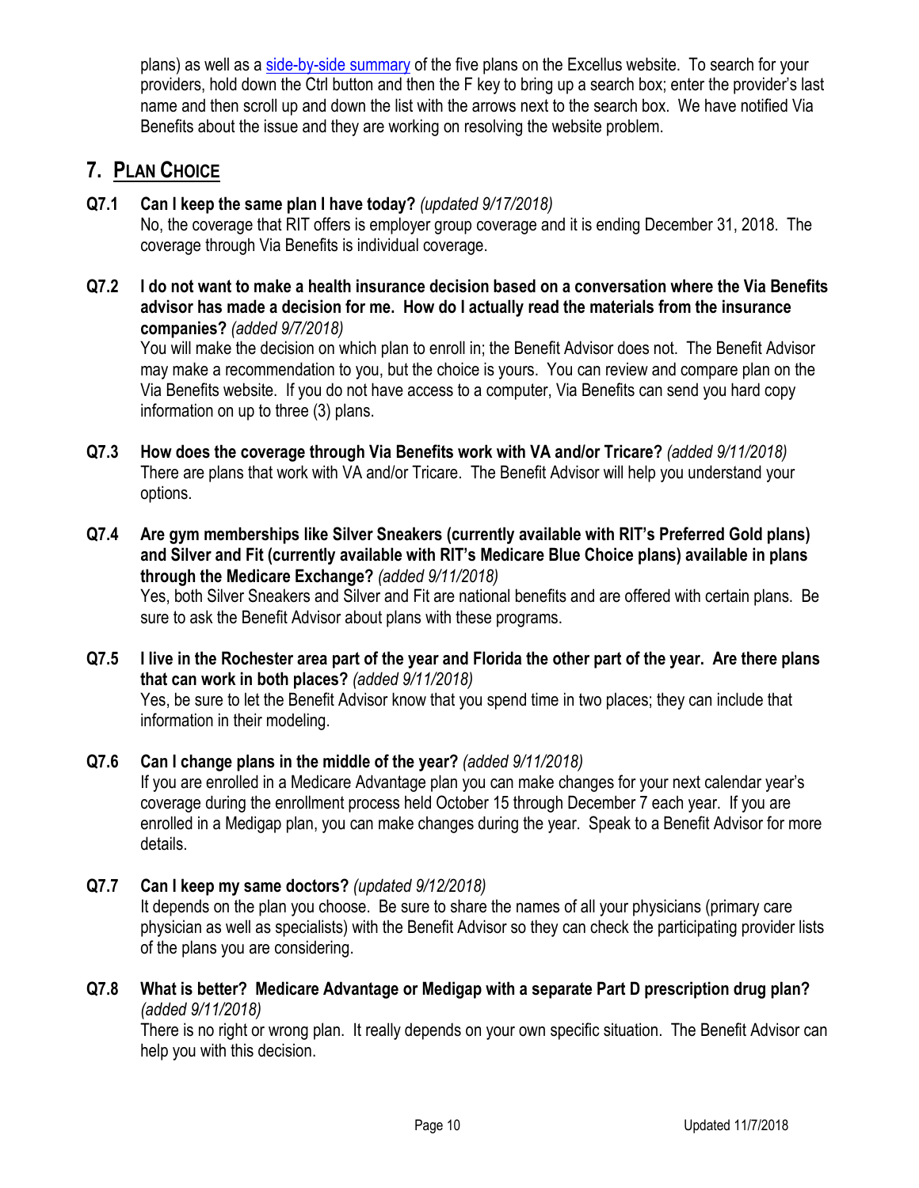plans) as well as a side-by-side summary of the five plans on the Excellus website. To search for your providers, hold down the Ctrl button and then the F key to bring up a search box; enter the provider's last name and then scroll up and down the list with the arrows next to the search box. We have notified Via Benefits about the issue and they are working on resolving the website problem.

## 7. Plan Choice

**Q7.1 Can I keep the same plan I have today?** *(updated 9/17/2018)*
No, the coverage that RIT offers is employer group coverage and it is ending December 31, 2018. The coverage through Via Benefits is individual coverage.

**Q7.2 I do not want to make a health insurance decision based on a conversation where the Via Benefits advisor has made a decision for me. How do I actually read the materials from the insurance companies?** *(added 9/7/2018)*
You will make the decision on which plan to enroll in; the Benefit Advisor does not. The Benefit Advisor may make a recommendation to you, but the choice is yours. You can review and compare plan on the Via Benefits website. If you do not have access to a computer, Via Benefits can send you hard copy information on up to three (3) plans.

**Q7.3 How does the coverage through Via Benefits work with VA and/or Tricare?** *(added 9/11/2018)*
There are plans that work with VA and/or Tricare. The Benefit Advisor will help you understand your options.

**Q7.4 Are gym memberships like Silver Sneakers (currently available with RIT's Preferred Gold plans) and Silver and Fit (currently available with RIT's Medicare Blue Choice plans) available in plans through the Medicare Exchange?** *(added 9/11/2018)*
Yes, both Silver Sneakers and Silver and Fit are national benefits and are offered with certain plans. Be sure to ask the Benefit Advisor about plans with these programs.

**Q7.5 I live in the Rochester area part of the year and Florida the other part of the year. Are there plans that can work in both places?** *(added 9/11/2018)*
Yes, be sure to let the Benefit Advisor know that you spend time in two places; they can include that information in their modeling.

**Q7.6 Can I change plans in the middle of the year?** *(added 9/11/2018)*
If you are enrolled in a Medicare Advantage plan you can make changes for your next calendar year's coverage during the enrollment process held October 15 through December 7 each year. If you are enrolled in a Medigap plan, you can make changes during the year. Speak to a Benefit Advisor for more details.

**Q7.7 Can I keep my same doctors?** *(updated 9/12/2018)*
It depends on the plan you choose. Be sure to share the names of all your physicians (primary care physician as well as specialists) with the Benefit Advisor so they can check the participating provider lists of the plans you are considering.

**Q7.8 What is better? Medicare Advantage or Medigap with a separate Part D prescription drug plan?** *(added 9/11/2018)*
There is no right or wrong plan. It really depends on your own specific situation. The Benefit Advisor can help you with this decision.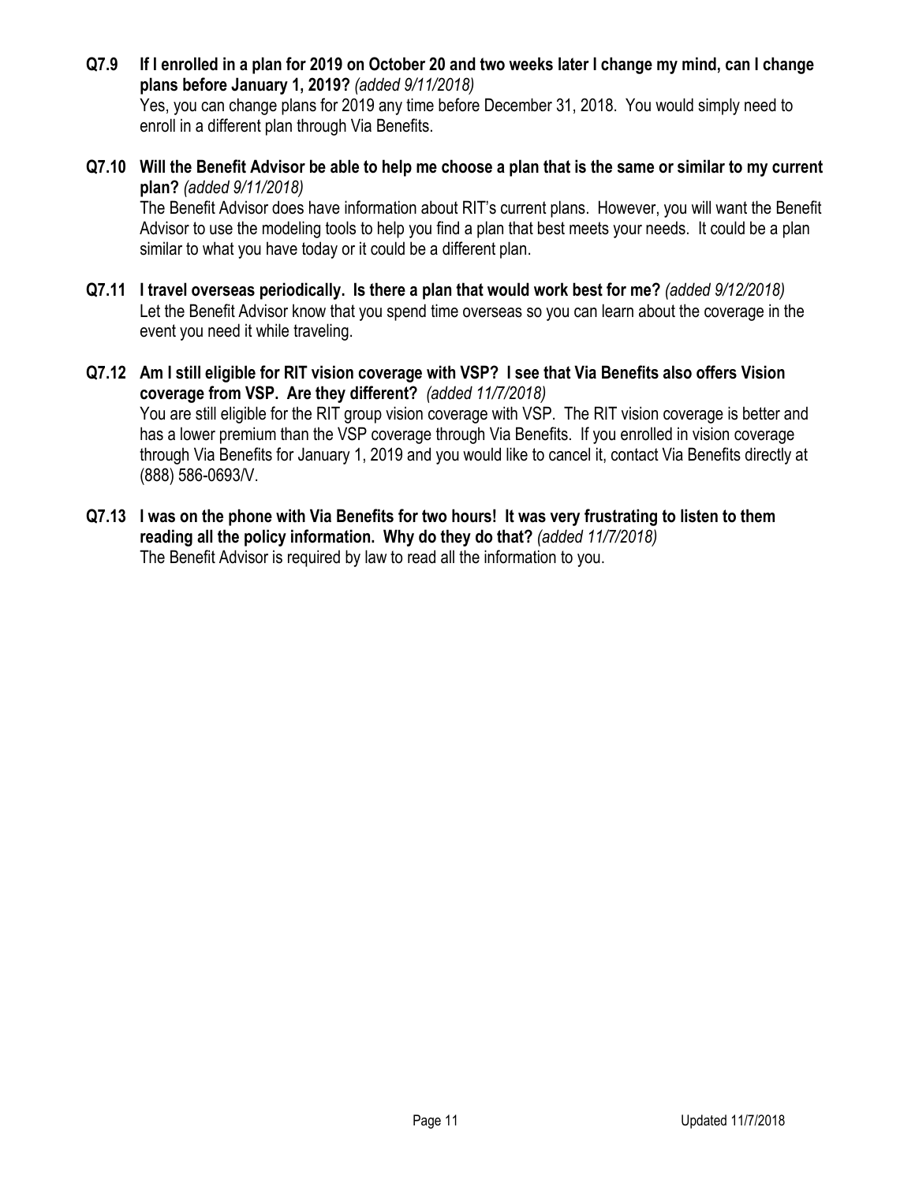**Q7.9 If I enrolled in a plan for 2019 on October 20 and two weeks later I change my mind, can I change plans before January 1, 2019?** *(added 9/11/2018)*

Yes, you can change plans for 2019 any time before December 31, 2018. You would simply need to enroll in a different plan through Via Benefits.

**Q7.10 Will the Benefit Advisor be able to help me choose a plan that is the same or similar to my current plan?** *(added 9/11/2018)*

The Benefit Advisor does have information about RIT's current plans. However, you will want the Benefit Advisor to use the modeling tools to help you find a plan that best meets your needs. It could be a plan similar to what you have today or it could be a different plan.

**Q7.11 I travel overseas periodically. Is there a plan that would work best for me?** *(added 9/12/2018)*

Let the Benefit Advisor know that you spend time overseas so you can learn about the coverage in the event you need it while traveling.

**Q7.12 Am I still eligible for RIT vision coverage with VSP? I see that Via Benefits also offers Vision coverage from VSP. Are they different?** *(added 11/7/2018)*

You are still eligible for the RIT group vision coverage with VSP. The RIT vision coverage is better and has a lower premium than the VSP coverage through Via Benefits. If you enrolled in vision coverage through Via Benefits for January 1, 2019 and you would like to cancel it, contact Via Benefits directly at (888) 586-0693/V.

**Q7.13 I was on the phone with Via Benefits for two hours! It was very frustrating to listen to them reading all the policy information. Why do they do that?** *(added 11/7/2018)*

The Benefit Advisor is required by law to read all the information to you.